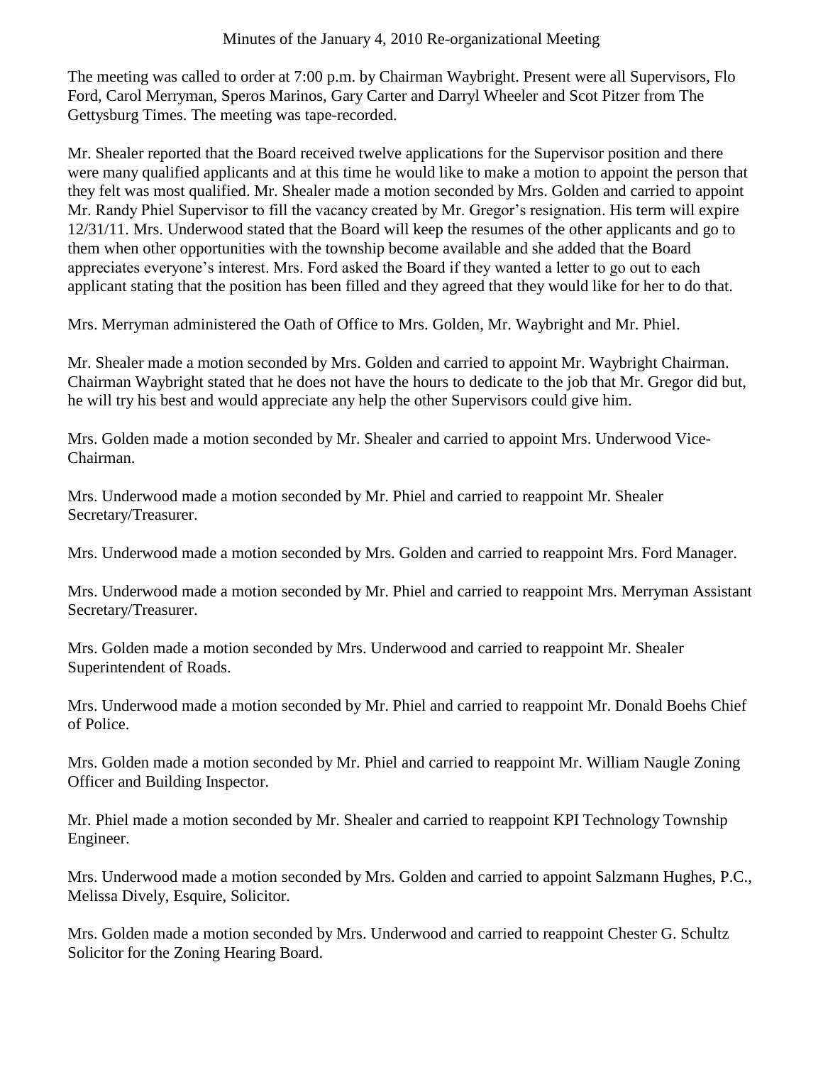# Minutes of the January 4, 2010 Re-organizational Meeting

The meeting was called to order at 7:00 p.m. by Chairman Waybright. Present were all Supervisors, Flo Ford, Carol Merryman, Speros Marinos, Gary Carter and Darryl Wheeler and Scot Pitzer from The Gettysburg Times. The meeting was tape-recorded.

Mr. Shealer reported that the Board received twelve applications for the Supervisor position and there were many qualified applicants and at this time he would like to make a motion to appoint the person that they felt was most qualified. Mr. Shealer made a motion seconded by Mrs. Golden and carried to appoint Mr. Randy Phiel Supervisor to fill the vacancy created by Mr. Gregor's resignation. His term will expire 12/31/11. Mrs. Underwood stated that the Board will keep the resumes of the other applicants and go to them when other opportunities with the township become available and she added that the Board appreciates everyone's interest. Mrs. Ford asked the Board if they wanted a letter to go out to each applicant stating that the position has been filled and they agreed that they would like for her to do that.

Mrs. Merryman administered the Oath of Office to Mrs. Golden, Mr. Waybright and Mr. Phiel.

Mr. Shealer made a motion seconded by Mrs. Golden and carried to appoint Mr. Waybright Chairman. Chairman Waybright stated that he does not have the hours to dedicate to the job that Mr. Gregor did but, he will try his best and would appreciate any help the other Supervisors could give him.

Mrs. Golden made a motion seconded by Mr. Shealer and carried to appoint Mrs. Underwood Vice-Chairman.

Mrs. Underwood made a motion seconded by Mr. Phiel and carried to reappoint Mr. Shealer Secretary/Treasurer.

Mrs. Underwood made a motion seconded by Mrs. Golden and carried to reappoint Mrs. Ford Manager.

Mrs. Underwood made a motion seconded by Mr. Phiel and carried to reappoint Mrs. Merryman Assistant Secretary/Treasurer.

Mrs. Golden made a motion seconded by Mrs. Underwood and carried to reappoint Mr. Shealer Superintendent of Roads.

Mrs. Underwood made a motion seconded by Mr. Phiel and carried to reappoint Mr. Donald Boehs Chief of Police.

Mrs. Golden made a motion seconded by Mr. Phiel and carried to reappoint Mr. William Naugle Zoning Officer and Building Inspector.

Mr. Phiel made a motion seconded by Mr. Shealer and carried to reappoint KPI Technology Township Engineer.

Mrs. Underwood made a motion seconded by Mrs. Golden and carried to appoint Salzmann Hughes, P.C., Melissa Dively, Esquire, Solicitor.

Mrs. Golden made a motion seconded by Mrs. Underwood and carried to reappoint Chester G. Schultz Solicitor for the Zoning Hearing Board.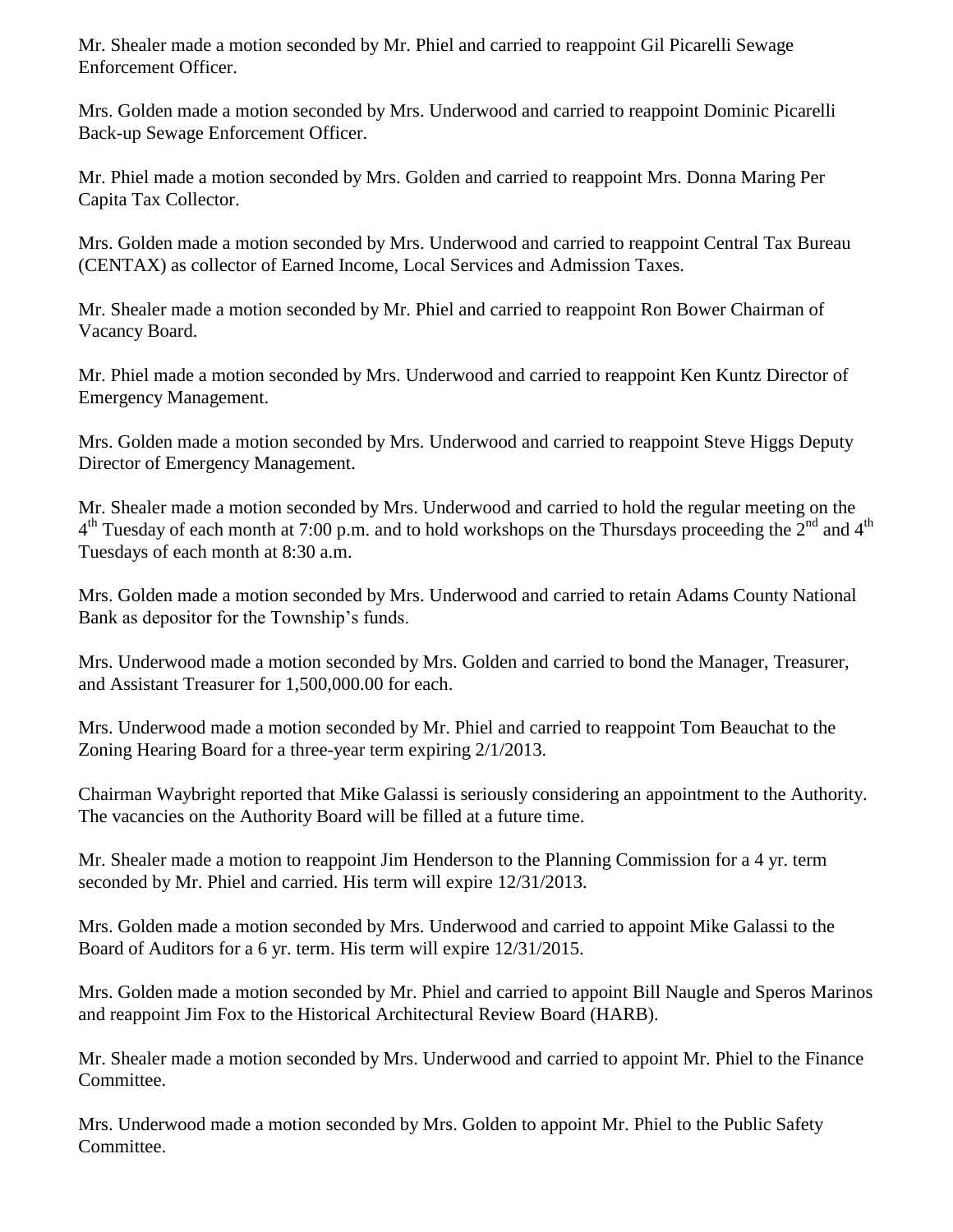Mr. Shealer made a motion seconded by Mr. Phiel and carried to reappoint Gil Picarelli Sewage Enforcement Officer.

Mrs. Golden made a motion seconded by Mrs. Underwood and carried to reappoint Dominic Picarelli Back-up Sewage Enforcement Officer.

Mr. Phiel made a motion seconded by Mrs. Golden and carried to reappoint Mrs. Donna Maring Per Capita Tax Collector.

Mrs. Golden made a motion seconded by Mrs. Underwood and carried to reappoint Central Tax Bureau (CENTAX) as collector of Earned Income, Local Services and Admission Taxes.

Mr. Shealer made a motion seconded by Mr. Phiel and carried to reappoint Ron Bower Chairman of Vacancy Board.

Mr. Phiel made a motion seconded by Mrs. Underwood and carried to reappoint Ken Kuntz Director of Emergency Management.

Mrs. Golden made a motion seconded by Mrs. Underwood and carried to reappoint Steve Higgs Deputy Director of Emergency Management.

Mr. Shealer made a motion seconded by Mrs. Underwood and carried to hold the regular meeting on the 4th Tuesday of each month at 7:00 p.m. and to hold workshops on the Thursdays proceeding the 2nd and 4th Tuesdays of each month at 8:30 a.m.

Mrs. Golden made a motion seconded by Mrs. Underwood and carried to retain Adams County National Bank as depositor for the Township's funds.

Mrs. Underwood made a motion seconded by Mrs. Golden and carried to bond the Manager, Treasurer, and Assistant Treasurer for 1,500,000.00 for each.

Mrs. Underwood made a motion seconded by Mr. Phiel and carried to reappoint Tom Beauchat to the Zoning Hearing Board for a three-year term expiring 2/1/2013.

Chairman Waybright reported that Mike Galassi is seriously considering an appointment to the Authority. The vacancies on the Authority Board will be filled at a future time.

Mr. Shealer made a motion to reappoint Jim Henderson to the Planning Commission for a 4 yr. term seconded by Mr. Phiel and carried. His term will expire 12/31/2013.

Mrs. Golden made a motion seconded by Mrs. Underwood and carried to appoint Mike Galassi to the Board of Auditors for a 6 yr. term. His term will expire 12/31/2015.

Mrs. Golden made a motion seconded by Mr. Phiel and carried to appoint Bill Naugle and Speros Marinos and reappoint Jim Fox to the Historical Architectural Review Board (HARB).

Mr. Shealer made a motion seconded by Mrs. Underwood and carried to appoint Mr. Phiel to the Finance Committee.

Mrs. Underwood made a motion seconded by Mrs. Golden to appoint Mr. Phiel to the Public Safety Committee.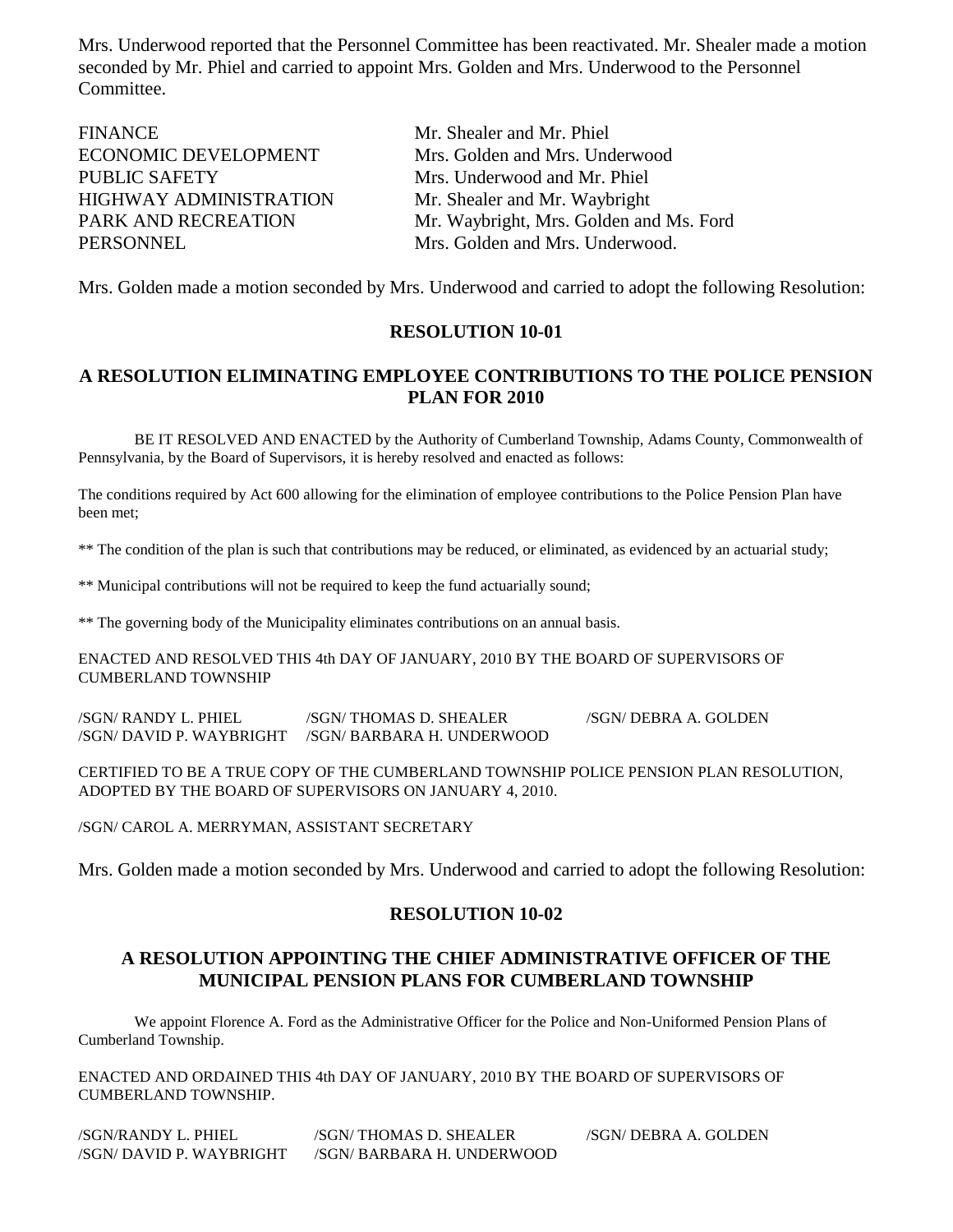Mrs. Underwood reported that the Personnel Committee has been reactivated. Mr. Shealer made a motion seconded by Mr. Phiel and carried to appoint Mrs. Golden and Mrs. Underwood to the Personnel Committee.

| | |
|---|---|
| FINANCE | Mr. Shealer and Mr. Phiel |
| ECONOMIC DEVELOPMENT | Mrs. Golden and Mrs. Underwood |
| PUBLIC SAFETY | Mrs. Underwood and Mr. Phiel |
| HIGHWAY ADMINISTRATION | Mr. Shealer and Mr. Waybright |
| PARK AND RECREATION | Mr. Waybright, Mrs. Golden and Ms. Ford |
| PERSONNEL | Mrs. Golden and Mrs. Underwood. |

Mrs. Golden made a motion seconded by Mrs. Underwood and carried to adopt the following Resolution:

**RESOLUTION 10-01**

**A RESOLUTION ELIMINATING EMPLOYEE CONTRIBUTIONS TO THE POLICE PENSION PLAN FOR 2010**

BE IT RESOLVED AND ENACTED by the Authority of Cumberland Township, Adams County, Commonwealth of Pennsylvania, by the Board of Supervisors, it is hereby resolved and enacted as follows:

The conditions required by Act 600 allowing for the elimination of employee contributions to the Police Pension Plan have been met;

** The condition of the plan is such that contributions may be reduced, or eliminated, as evidenced by an actuarial study;

** Municipal contributions will not be required to keep the fund actuarially sound;

** The governing body of the Municipality eliminates contributions on an annual basis.

ENACTED AND RESOLVED THIS 4th DAY OF JANUARY, 2010 BY THE BOARD OF SUPERVISORS OF CUMBERLAND TOWNSHIP

/SGN/ RANDY L. PHIEL /SGN/ THOMAS D. SHEALER /SGN/ DEBRA A. GOLDEN
/SGN/ DAVID P. WAYBRIGHT /SGN/ BARBARA H. UNDERWOOD

CERTIFIED TO BE A TRUE COPY OF THE CUMBERLAND TOWNSHIP POLICE PENSION PLAN RESOLUTION, ADOPTED BY THE BOARD OF SUPERVISORS ON JANUARY 4, 2010.

/SGN/ CAROL A. MERRYMAN, ASSISTANT SECRETARY

Mrs. Golden made a motion seconded by Mrs. Underwood and carried to adopt the following Resolution:

**RESOLUTION 10-02**

**A RESOLUTION APPOINTING THE CHIEF ADMINISTRATIVE OFFICER OF THE MUNICIPAL PENSION PLANS FOR CUMBERLAND TOWNSHIP**

We appoint Florence A. Ford as the Administrative Officer for the Police and Non-Uniformed Pension Plans of Cumberland Township.

ENACTED AND ORDAINED THIS 4th DAY OF JANUARY, 2010 BY THE BOARD OF SUPERVISORS OF CUMBERLAND TOWNSHIP.

/SGN/RANDY L. PHIEL /SGN/ THOMAS D. SHEALER /SGN/ DEBRA A. GOLDEN
/SGN/ DAVID P. WAYBRIGHT /SGN/ BARBARA H. UNDERWOOD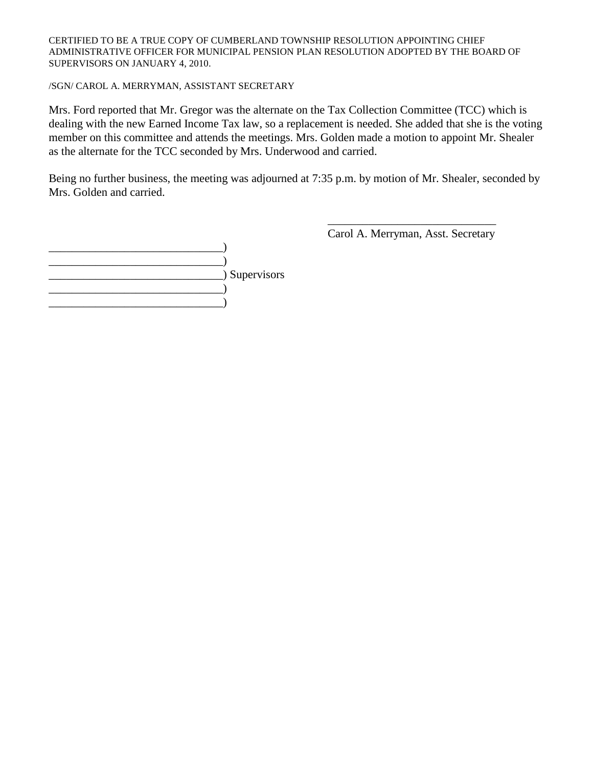CERTIFIED TO BE A TRUE COPY OF CUMBERLAND TOWNSHIP RESOLUTION APPOINTING CHIEF ADMINISTRATIVE OFFICER FOR MUNICIPAL PENSION PLAN RESOLUTION ADOPTED BY THE BOARD OF SUPERVISORS ON JANUARY 4, 2010.

/SGN/ CAROL A. MERRYMAN, ASSISTANT SECRETARY

Mrs. Ford reported that Mr. Gregor was the alternate on the Tax Collection Committee (TCC) which is dealing with the new Earned Income Tax law, so a replacement is needed. She added that she is the voting member on this committee and attends the meetings. Mrs. Golden made a motion to appoint Mr. Shealer as the alternate for the TCC seconded by Mrs. Underwood and carried.

Being no further business, the meeting was adjourned at 7:35 p.m. by motion of Mr. Shealer, seconded by Mrs. Golden and carried.

______________________________
Carol A. Merryman, Asst. Secretary

______________________________)
______________________________)
______________________________) Supervisors
______________________________)
______________________________)